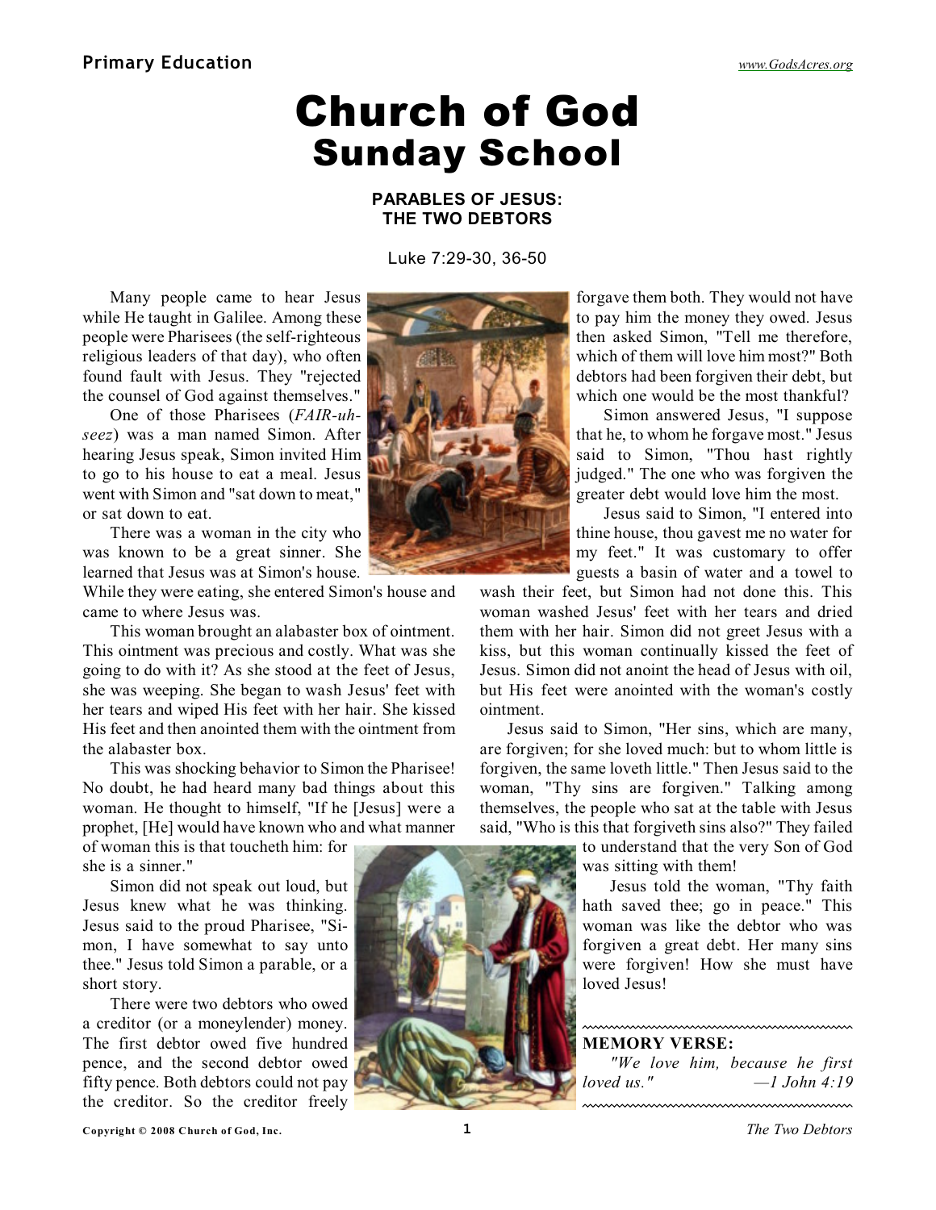# Church of God
## Sunday School

### PARABLES OF JESUS: THE TWO DEBTORS

Luke 7:29-30, 36-50

Many people came to hear Jesus while He taught in Galilee. Among these people were Pharisees (the self-righteous religious leaders of that day), who often found fault with Jesus. They "rejected the counsel of God against themselves."

One of those Pharisees (*FAIR-uh-seez*) was a man named Simon. After hearing Jesus speak, Simon invited Him to go to his house to eat a meal. Jesus went with Simon and "sat down to meat," or sat down to eat.

There was a woman in the city who was known to be a great sinner. She learned that Jesus was at Simon's house. While they were eating, she entered Simon's house and came to where Jesus was.

This woman brought an alabaster box of ointment. This ointment was precious and costly. What was she going to do with it? As she stood at the feet of Jesus, she was weeping. She began to wash Jesus' feet with her tears and wiped His feet with her hair. She kissed His feet and then anointed them with the ointment from the alabaster box.

This was shocking behavior to Simon the Pharisee! No doubt, he had heard many bad things about this woman. He thought to himself, "If he [Jesus] were a prophet, [He] would have known who and what manner of woman this is that toucheth him: for she is a sinner."

Simon did not speak out loud, but Jesus knew what he was thinking. Jesus said to the proud Pharisee, "Simon, I have somewhat to say unto thee." Jesus told Simon a parable, or a short story.

There were two debtors who owed a creditor (or a moneylender) money. The first debtor owed five hundred pence, and the second debtor owed fifty pence. Both debtors could not pay the creditor. So the creditor freely forgave them both. They would not have to pay him the money they owed. Jesus then asked Simon, "Tell me therefore, which of them will love him most?" Both debtors had been forgiven their debt, but which one would be the most thankful?

Simon answered Jesus, "I suppose that he, to whom he forgave most." Jesus said to Simon, "Thou hast rightly judged." The one who was forgiven the greater debt would love him the most.

Jesus said to Simon, "I entered into thine house, thou gavest me no water for my feet." It was customary to offer guests a basin of water and a towel to wash their feet, but Simon had not done this. This woman washed Jesus' feet with her tears and dried them with her hair. Simon did not greet Jesus with a kiss, but this woman continually kissed the feet of Jesus. Simon did not anoint the head of Jesus with oil, but His feet were anointed with the woman's costly ointment.

Jesus said to Simon, "Her sins, which are many, are forgiven; for she loved much: but to whom little is forgiven, the same loveth little." Then Jesus said to the woman, "Thy sins are forgiven." Talking among themselves, the people who sat at the table with Jesus said, "Who is this that forgiveth sins also?" They failed to understand that the very Son of God was sitting with them!

Jesus told the woman, "Thy faith hath saved thee; go in peace." This woman was like the debtor who was forgiven a great debt. Her many sins were forgiven! How she must have loved Jesus!

**MEMORY VERSE:**

*"We love him, because he first loved us."* —*1 John 4:19*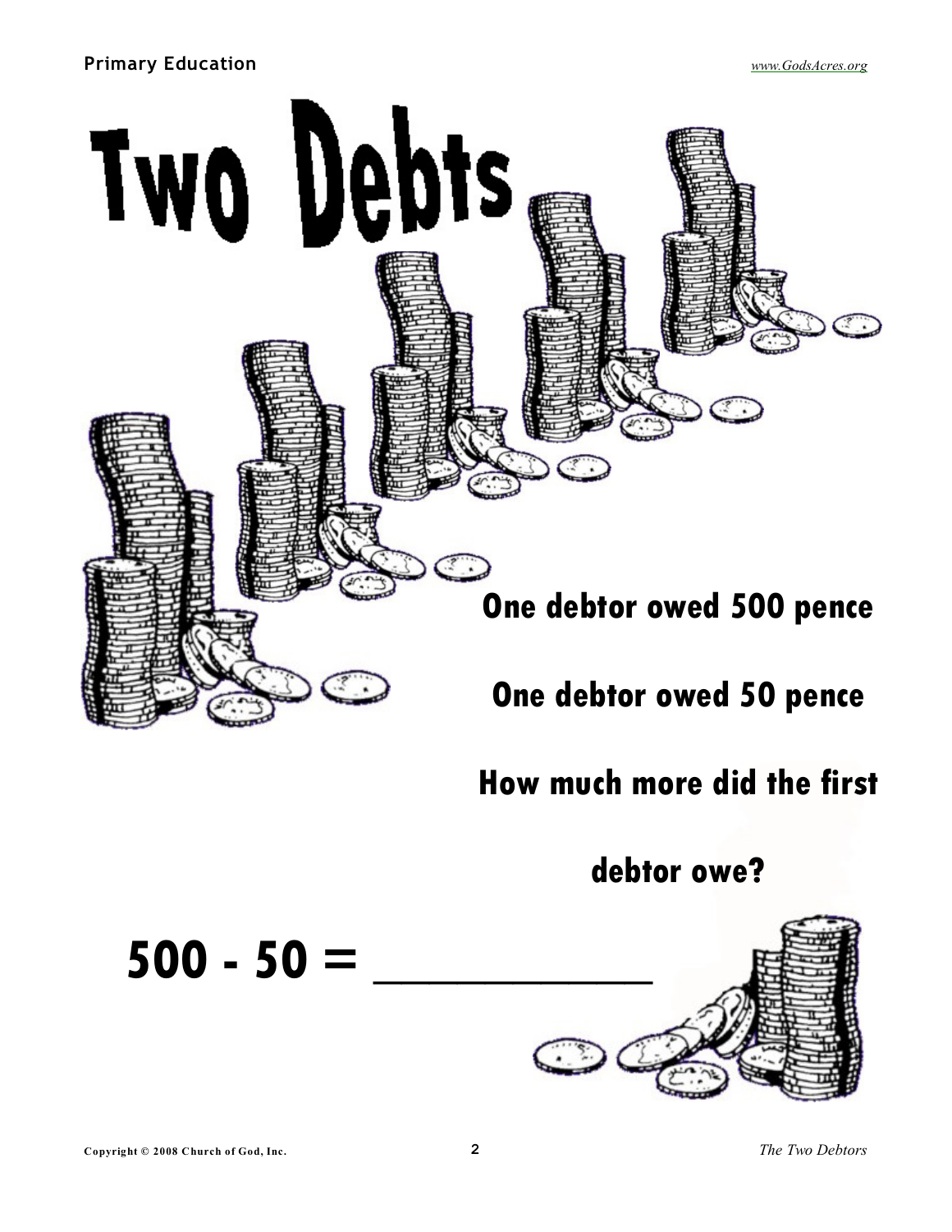# Two Debts

**One debtor owed 500 pence**

**One debtor owed 50 pence**

**How much more did the first debtor owe?**

**500 - 50 = ____________**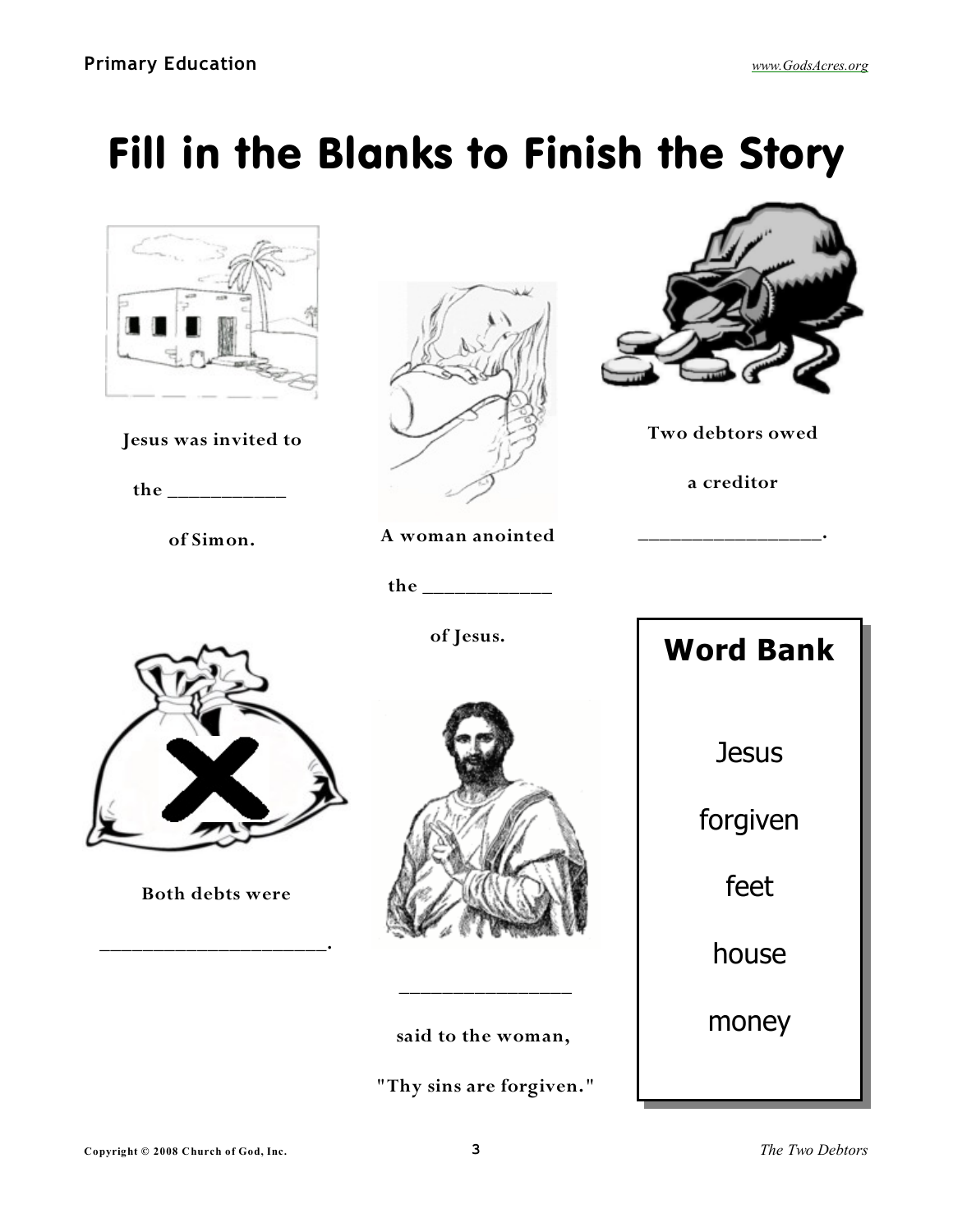# Fill in the Blanks to Finish the Story

Jesus was invited to the ___________ of Simon.

A woman anointed the ____________ of Jesus.

Two debtors owed a creditor _________________.

Both debts were _____________________.

________________ said to the woman, "Thy sins are forgiven."

**Word Bank**

Jesus

forgiven

feet

house

money